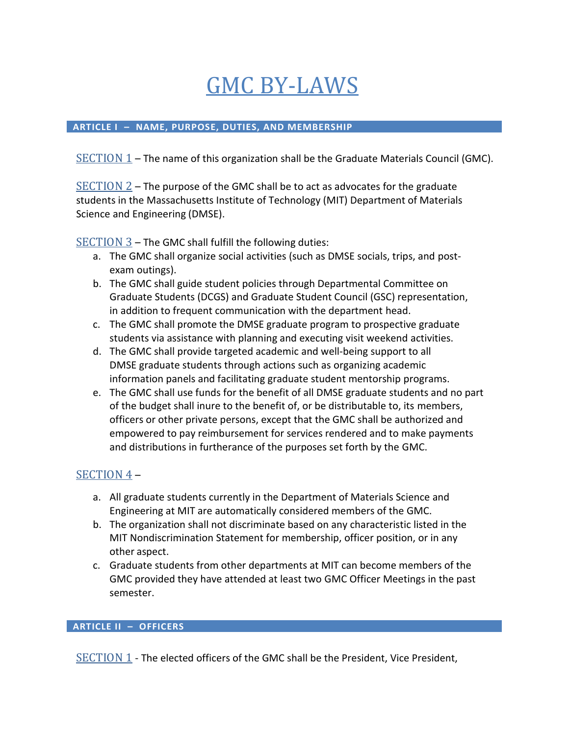# GMC BY-LAWS

## ARTICLE I – NAME, PURPOSE, DUTIES, AND MEMBERSHIP

SECTION 1 – The name of this organization shall be the Graduate Materials Council (GMC).

SECTION 2 – The purpose of the GMC shall be to act as advocates for the graduate students in the Massachusetts Institute of Technology (MIT) Department of Materials Science and Engineering (DMSE).

SECTION 3 – The GMC shall fulfill the following duties:

a. The GMC shall organize social activities (such as DMSE socials, trips, and post-exam outings).
b. The GMC shall guide student policies through Departmental Committee on Graduate Students (DCGS) and Graduate Student Council (GSC) representation, in addition to frequent communication with the department head.
c. The GMC shall promote the DMSE graduate program to prospective graduate students via assistance with planning and executing visit weekend activities.
d. The GMC shall provide targeted academic and well-being support to all DMSE graduate students through actions such as organizing academic information panels and facilitating graduate student mentorship programs.
e. The GMC shall use funds for the benefit of all DMSE graduate students and no part of the budget shall inure to the benefit of, or be distributable to, its members, officers or other private persons, except that the GMC shall be authorized and empowered to pay reimbursement for services rendered and to make payments and distributions in furtherance of the purposes set forth by the GMC.

SECTION 4 –

a. All graduate students currently in the Department of Materials Science and Engineering at MIT are automatically considered members of the GMC.
b. The organization shall not discriminate based on any characteristic listed in the MIT Nondiscrimination Statement for membership, officer position, or in any other aspect.
c. Graduate students from other departments at MIT can become members of the GMC provided they have attended at least two GMC Officer Meetings in the past semester.

## ARTICLE II – OFFICERS

SECTION 1 - The elected officers of the GMC shall be the President, Vice President,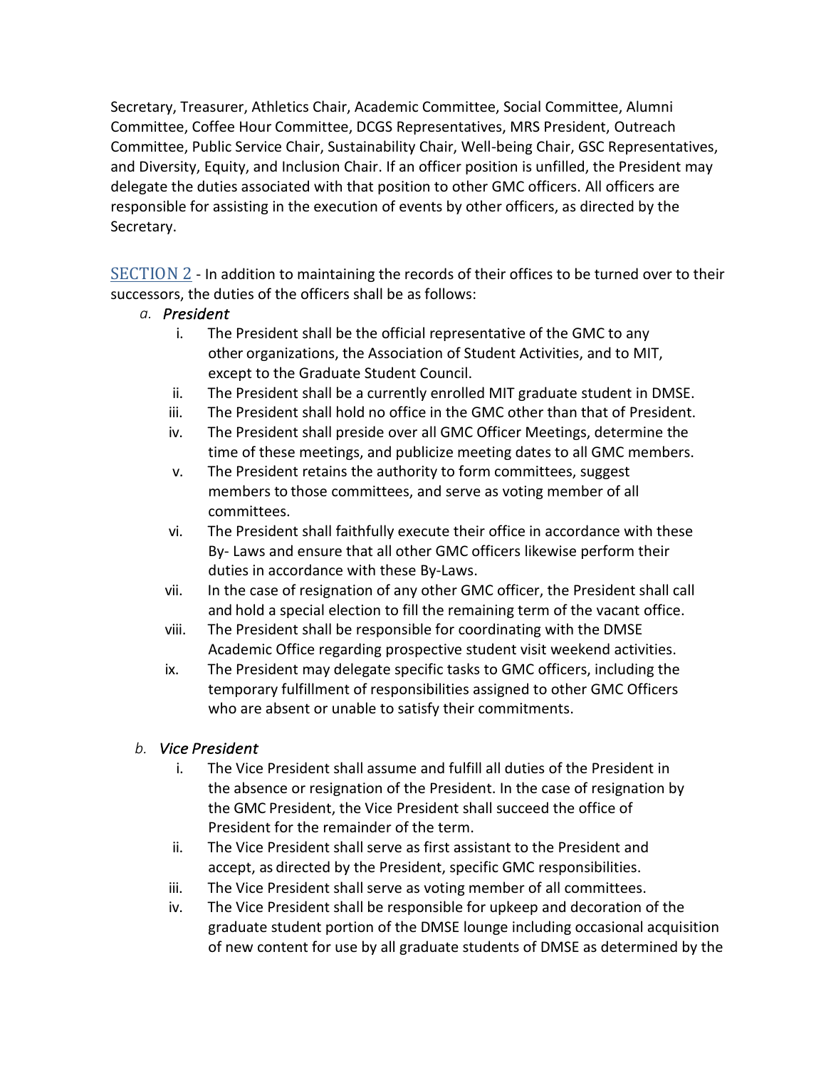Secretary, Treasurer, Athletics Chair, Academic Committee, Social Committee, Alumni Committee, Coffee Hour Committee, DCGS Representatives, MRS President, Outreach Committee, Public Service Chair, Sustainability Chair, Well-being Chair, GSC Representatives, and Diversity, Equity, and Inclusion Chair. If an officer position is unfilled, the President may delegate the duties associated with that position to other GMC officers. All officers are responsible for assisting in the execution of events by other officers, as directed by the Secretary.

SECTION 2 - In addition to maintaining the records of their offices to be turned over to their successors, the duties of the officers shall be as follows:

a. *President*
   i. The President shall be the official representative of the GMC to any other organizations, the Association of Student Activities, and to MIT, except to the Graduate Student Council.
   ii. The President shall be a currently enrolled MIT graduate student in DMSE.
   iii. The President shall hold no office in the GMC other than that of President.
   iv. The President shall preside over all GMC Officer Meetings, determine the time of these meetings, and publicize meeting dates to all GMC members.
   v. The President retains the authority to form committees, suggest members to those committees, and serve as voting member of all committees.
   vi. The President shall faithfully execute their office in accordance with these By- Laws and ensure that all other GMC officers likewise perform their duties in accordance with these By-Laws.
   vii. In the case of resignation of any other GMC officer, the President shall call and hold a special election to fill the remaining term of the vacant office.
   viii. The President shall be responsible for coordinating with the DMSE Academic Office regarding prospective student visit weekend activities.
   ix. The President may delegate specific tasks to GMC officers, including the temporary fulfillment of responsibilities assigned to other GMC Officers who are absent or unable to satisfy their commitments.

b. *Vice President*
   i. The Vice President shall assume and fulfill all duties of the President in the absence or resignation of the President. In the case of resignation by the GMC President, the Vice President shall succeed the office of President for the remainder of the term.
   ii. The Vice President shall serve as first assistant to the President and accept, as directed by the President, specific GMC responsibilities.
   iii. The Vice President shall serve as voting member of all committees.
   iv. The Vice President shall be responsible for upkeep and decoration of the graduate student portion of the DMSE lounge including occasional acquisition of new content for use by all graduate students of DMSE as determined by the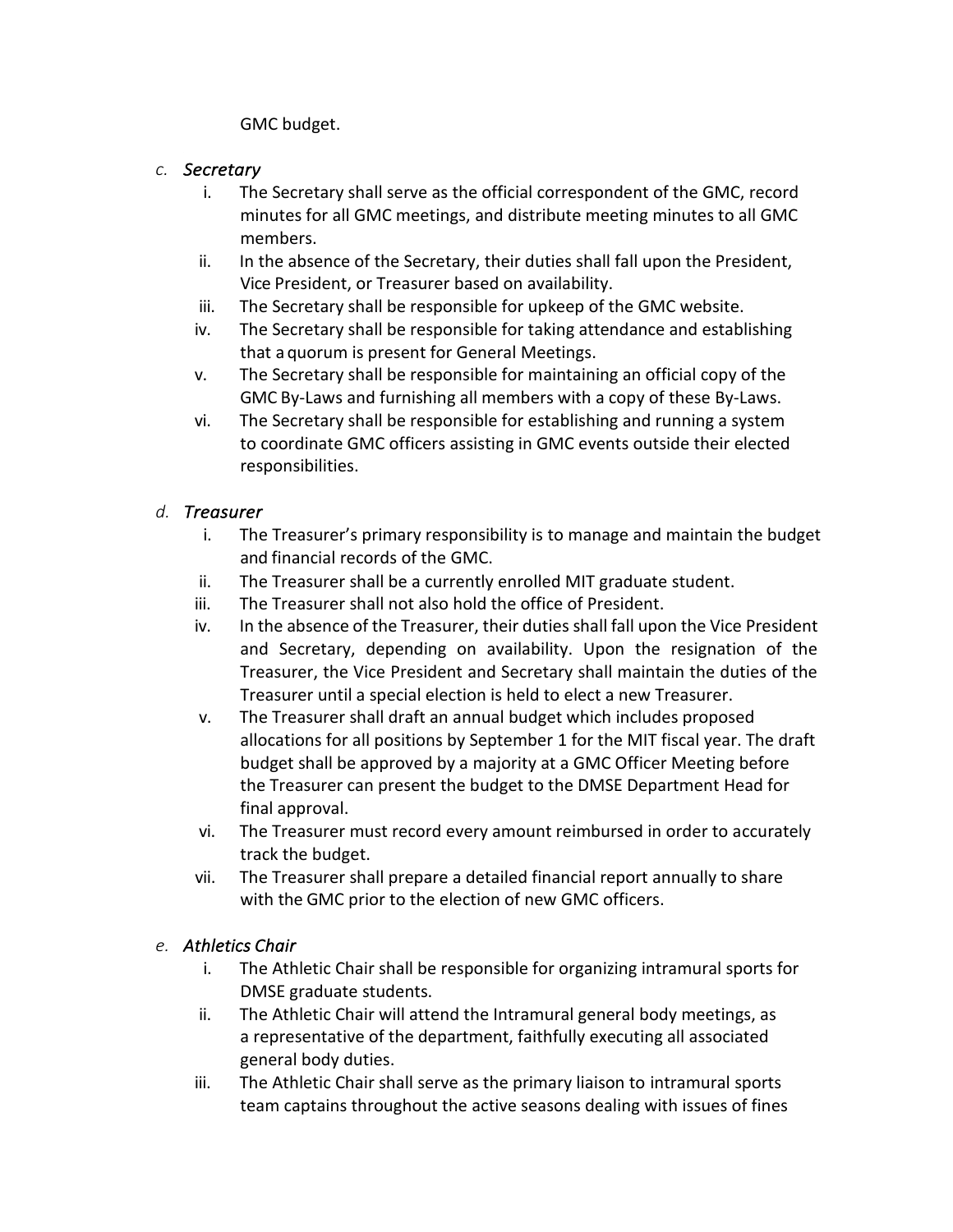GMC budget.

*c. Secretary*

i. The Secretary shall serve as the official correspondent of the GMC, record minutes for all GMC meetings, and distribute meeting minutes to all GMC members.

ii. In the absence of the Secretary, their duties shall fall upon the President, Vice President, or Treasurer based on availability.

iii. The Secretary shall be responsible for upkeep of the GMC website.

iv. The Secretary shall be responsible for taking attendance and establishing that a quorum is present for General Meetings.

v. The Secretary shall be responsible for maintaining an official copy of the GMC By-Laws and furnishing all members with a copy of these By-Laws.

vi. The Secretary shall be responsible for establishing and running a system to coordinate GMC officers assisting in GMC events outside their elected responsibilities.

*d. Treasurer*

i. The Treasurer's primary responsibility is to manage and maintain the budget and financial records of the GMC.

ii. The Treasurer shall be a currently enrolled MIT graduate student.

iii. The Treasurer shall not also hold the office of President.

iv. In the absence of the Treasurer, their duties shall fall upon the Vice President and Secretary, depending on availability. Upon the resignation of the Treasurer, the Vice President and Secretary shall maintain the duties of the Treasurer until a special election is held to elect a new Treasurer.

v. The Treasurer shall draft an annual budget which includes proposed allocations for all positions by September 1 for the MIT fiscal year. The draft budget shall be approved by a majority at a GMC Officer Meeting before the Treasurer can present the budget to the DMSE Department Head for final approval.

vi. The Treasurer must record every amount reimbursed in order to accurately track the budget.

vii. The Treasurer shall prepare a detailed financial report annually to share with the GMC prior to the election of new GMC officers.

*e. Athletics Chair*

i. The Athletic Chair shall be responsible for organizing intramural sports for DMSE graduate students.

ii. The Athletic Chair will attend the Intramural general body meetings, as a representative of the department, faithfully executing all associated general body duties.

iii. The Athletic Chair shall serve as the primary liaison to intramural sports team captains throughout the active seasons dealing with issues of fines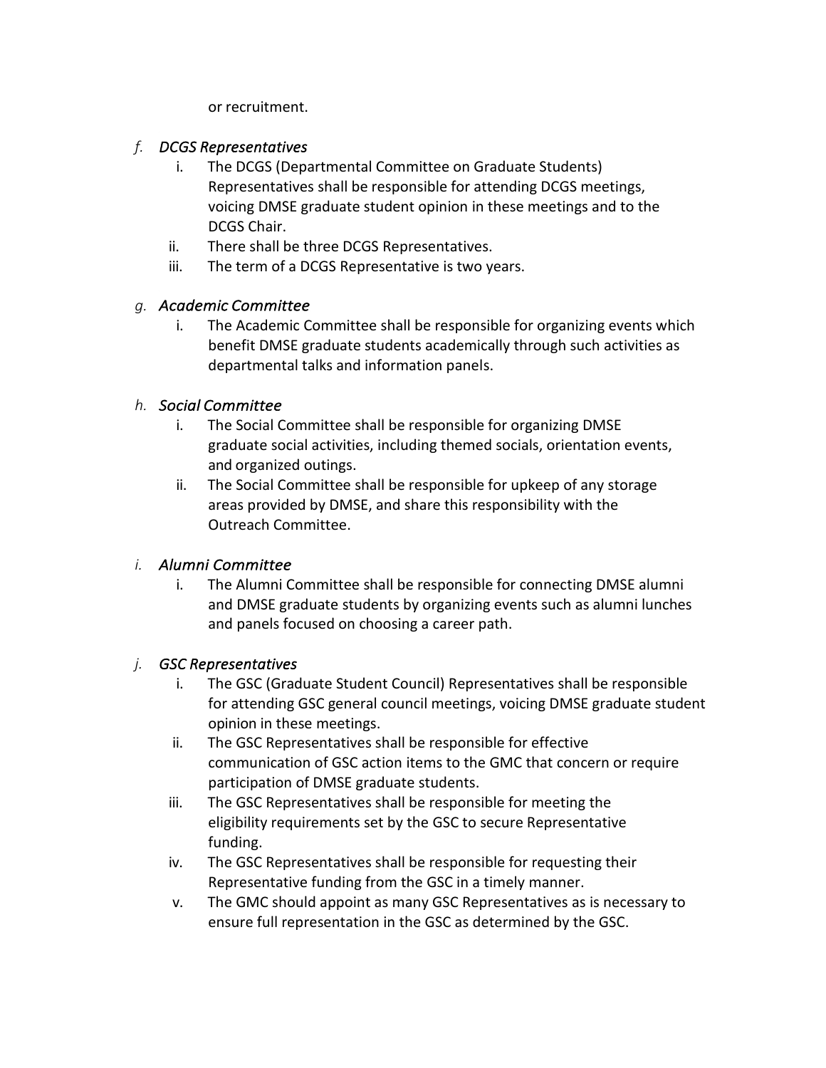or recruitment.

*f.* ***DCGS Representatives***

   i. The DCGS (Departmental Committee on Graduate Students) Representatives shall be responsible for attending DCGS meetings, voicing DMSE graduate student opinion in these meetings and to the DCGS Chair.
   ii. There shall be three DCGS Representatives.
   iii. The term of a DCGS Representative is two years.

*g.* ***Academic Committee***

   i. The Academic Committee shall be responsible for organizing events which benefit DMSE graduate students academically through such activities as departmental talks and information panels.

*h.* ***Social Committee***

   i. The Social Committee shall be responsible for organizing DMSE graduate social activities, including themed socials, orientation events, and organized outings.
   ii. The Social Committee shall be responsible for upkeep of any storage areas provided by DMSE, and share this responsibility with the Outreach Committee.

*i.* ***Alumni Committee***

   i. The Alumni Committee shall be responsible for connecting DMSE alumni and DMSE graduate students by organizing events such as alumni lunches and panels focused on choosing a career path.

*j.* ***GSC Representatives***

   i. The GSC (Graduate Student Council) Representatives shall be responsible for attending GSC general council meetings, voicing DMSE graduate student opinion in these meetings.
   ii. The GSC Representatives shall be responsible for effective communication of GSC action items to the GMC that concern or require participation of DMSE graduate students.
   iii. The GSC Representatives shall be responsible for meeting the eligibility requirements set by the GSC to secure Representative funding.
   iv. The GSC Representatives shall be responsible for requesting their Representative funding from the GSC in a timely manner.
   v. The GMC should appoint as many GSC Representatives as is necessary to ensure full representation in the GSC as determined by the GSC.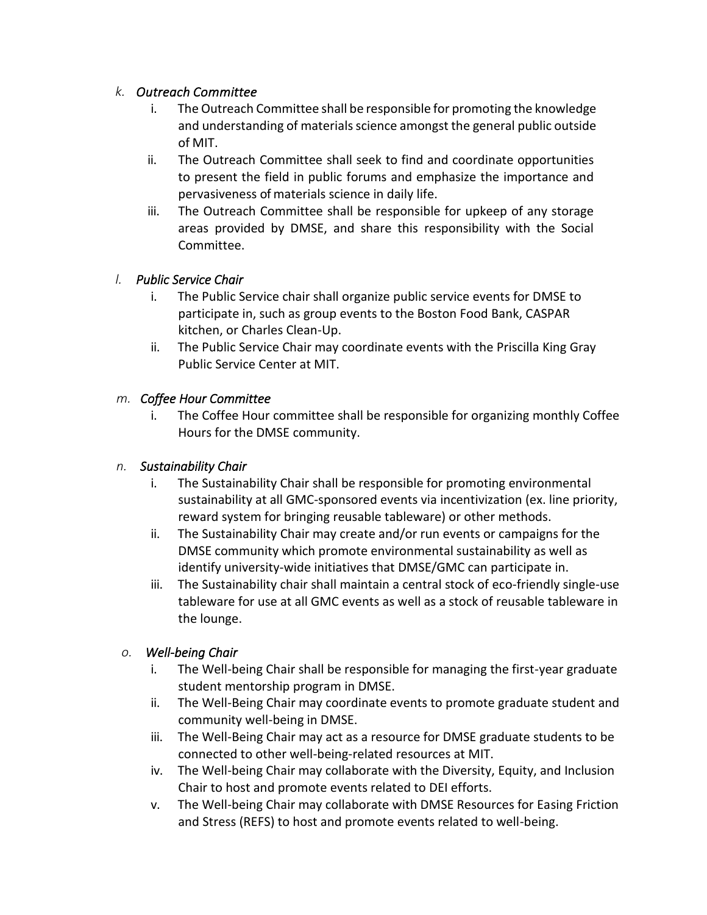*k. Outreach Committee*

i. The Outreach Committee shall be responsible for promoting the knowledge and understanding of materials science amongst the general public outside of MIT.

ii. The Outreach Committee shall seek to find and coordinate opportunities to present the field in public forums and emphasize the importance and pervasiveness of materials science in daily life.

iii. The Outreach Committee shall be responsible for upkeep of any storage areas provided by DMSE, and share this responsibility with the Social Committee.

*l. Public Service Chair*

i. The Public Service chair shall organize public service events for DMSE to participate in, such as group events to the Boston Food Bank, CASPAR kitchen, or Charles Clean-Up.

ii. The Public Service Chair may coordinate events with the Priscilla King Gray Public Service Center at MIT.

*m. Coffee Hour Committee*

i. The Coffee Hour committee shall be responsible for organizing monthly Coffee Hours for the DMSE community.

*n. Sustainability Chair*

i. The Sustainability Chair shall be responsible for promoting environmental sustainability at all GMC-sponsored events via incentivization (ex. line priority, reward system for bringing reusable tableware) or other methods.

ii. The Sustainability Chair may create and/or run events or campaigns for the DMSE community which promote environmental sustainability as well as identify university-wide initiatives that DMSE/GMC can participate in.

iii. The Sustainability chair shall maintain a central stock of eco-friendly single-use tableware for use at all GMC events as well as a stock of reusable tableware in the lounge.

*o. Well-being Chair*

i. The Well-being Chair shall be responsible for managing the first-year graduate student mentorship program in DMSE.

ii. The Well-Being Chair may coordinate events to promote graduate student and community well-being in DMSE.

iii. The Well-Being Chair may act as a resource for DMSE graduate students to be connected to other well-being-related resources at MIT.

iv. The Well-being Chair may collaborate with the Diversity, Equity, and Inclusion Chair to host and promote events related to DEI efforts.

v. The Well-being Chair may collaborate with DMSE Resources for Easing Friction and Stress (REFS) to host and promote events related to well-being.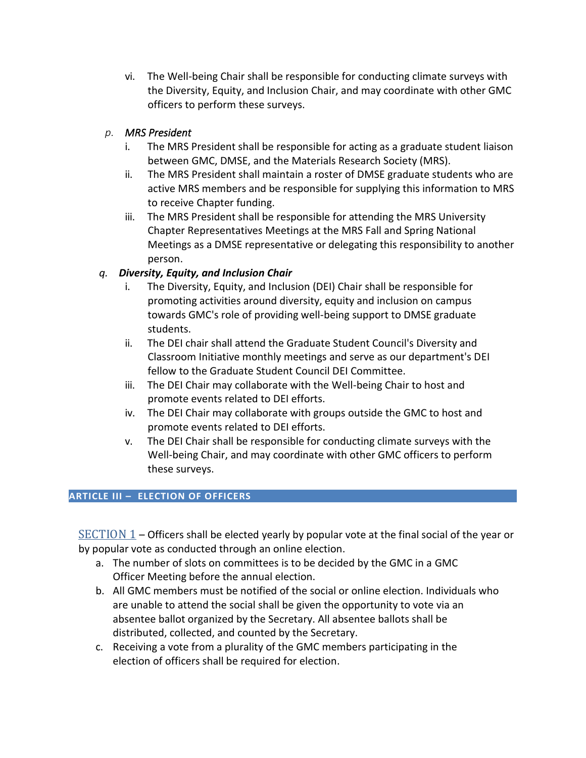vi. The Well-being Chair shall be responsible for conducting climate surveys with the Diversity, Equity, and Inclusion Chair, and may coordinate with other GMC officers to perform these surveys.

p. *MRS President*

i. The MRS President shall be responsible for acting as a graduate student liaison between GMC, DMSE, and the Materials Research Society (MRS).

ii. The MRS President shall maintain a roster of DMSE graduate students who are active MRS members and be responsible for supplying this information to MRS to receive Chapter funding.

iii. The MRS President shall be responsible for attending the MRS University Chapter Representatives Meetings at the MRS Fall and Spring National Meetings as a DMSE representative or delegating this responsibility to another person.

q. ***Diversity, Equity, and Inclusion Chair***

i. The Diversity, Equity, and Inclusion (DEI) Chair shall be responsible for promoting activities around diversity, equity and inclusion on campus towards GMC's role of providing well-being support to DMSE graduate students.

ii. The DEI chair shall attend the Graduate Student Council's Diversity and Classroom Initiative monthly meetings and serve as our department's DEI fellow to the Graduate Student Council DEI Committee.

iii. The DEI Chair may collaborate with the Well-being Chair to host and promote events related to DEI efforts.

iv. The DEI Chair may collaborate with groups outside the GMC to host and promote events related to DEI efforts.

v. The DEI Chair shall be responsible for conducting climate surveys with the Well-being Chair, and may coordinate with other GMC officers to perform these surveys.

## ARTICLE III – ELECTION OF OFFICERS

SECTION 1 – Officers shall be elected yearly by popular vote at the final social of the year or by popular vote as conducted through an online election.

a. The number of slots on committees is to be decided by the GMC in a GMC Officer Meeting before the annual election.

b. All GMC members must be notified of the social or online election. Individuals who are unable to attend the social shall be given the opportunity to vote via an absentee ballot organized by the Secretary. All absentee ballots shall be distributed, collected, and counted by the Secretary.

c. Receiving a vote from a plurality of the GMC members participating in the election of officers shall be required for election.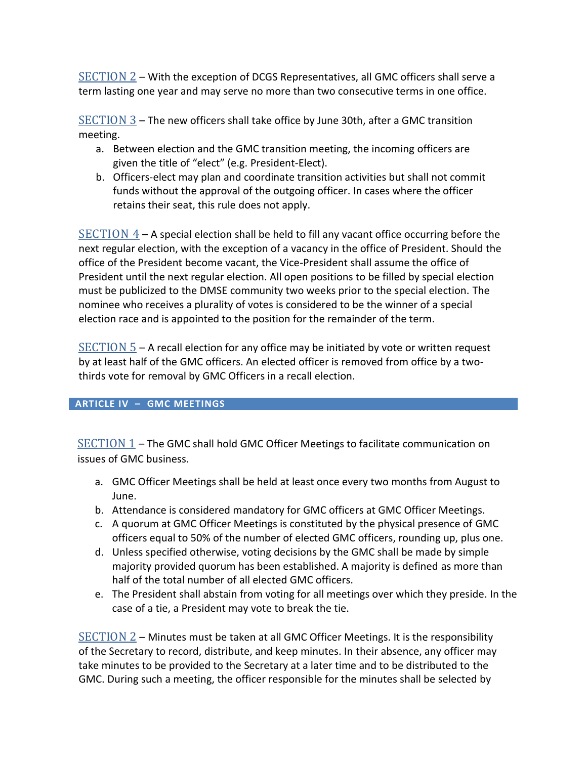SECTION 2 – With the exception of DCGS Representatives, all GMC officers shall serve a term lasting one year and may serve no more than two consecutive terms in one office.

SECTION 3 – The new officers shall take office by June 30th, after a GMC transition meeting.

a. Between election and the GMC transition meeting, the incoming officers are given the title of "elect" (e.g. President-Elect).
b. Officers-elect may plan and coordinate transition activities but shall not commit funds without the approval of the outgoing officer. In cases where the officer retains their seat, this rule does not apply.

SECTION 4 – A special election shall be held to fill any vacant office occurring before the next regular election, with the exception of a vacancy in the office of President. Should the office of the President become vacant, the Vice-President shall assume the office of President until the next regular election. All open positions to be filled by special election must be publicized to the DMSE community two weeks prior to the special election. The nominee who receives a plurality of votes is considered to be the winner of a special election race and is appointed to the position for the remainder of the term.

SECTION 5 – A recall election for any office may be initiated by vote or written request by at least half of the GMC officers. An elected officer is removed from office by a two-thirds vote for removal by GMC Officers in a recall election.

## ARTICLE IV – GMC MEETINGS

SECTION 1 – The GMC shall hold GMC Officer Meetings to facilitate communication on issues of GMC business.

a. GMC Officer Meetings shall be held at least once every two months from August to June.
b. Attendance is considered mandatory for GMC officers at GMC Officer Meetings.
c. A quorum at GMC Officer Meetings is constituted by the physical presence of GMC officers equal to 50% of the number of elected GMC officers, rounding up, plus one.
d. Unless specified otherwise, voting decisions by the GMC shall be made by simple majority provided quorum has been established. A majority is defined as more than half of the total number of all elected GMC officers.
e. The President shall abstain from voting for all meetings over which they preside. In the case of a tie, a President may vote to break the tie.

SECTION 2 – Minutes must be taken at all GMC Officer Meetings. It is the responsibility of the Secretary to record, distribute, and keep minutes. In their absence, any officer may take minutes to be provided to the Secretary at a later time and to be distributed to the GMC. During such a meeting, the officer responsible for the minutes shall be selected by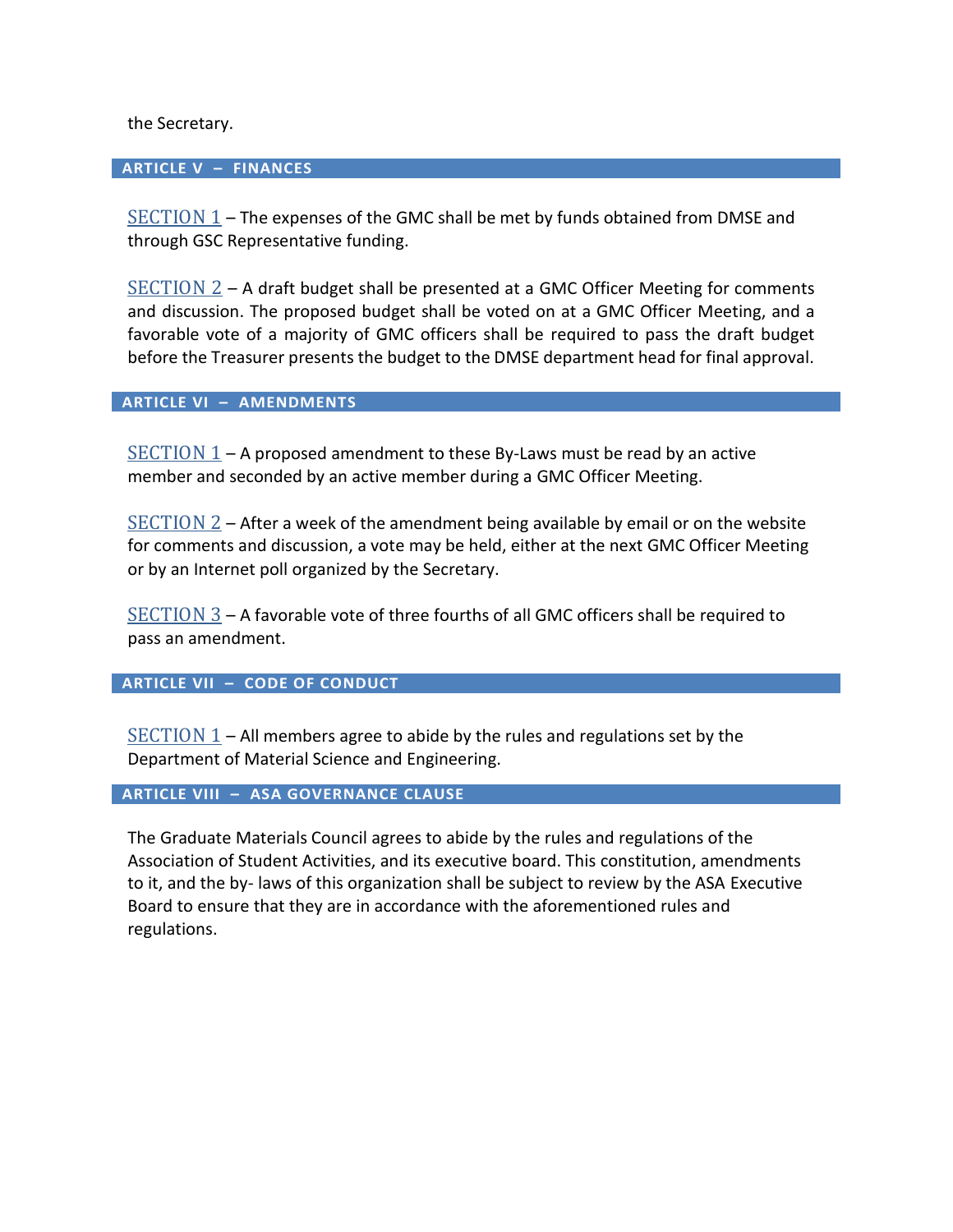the Secretary.

## ARTICLE V – FINANCES

SECTION 1 – The expenses of the GMC shall be met by funds obtained from DMSE and through GSC Representative funding.

SECTION 2 – A draft budget shall be presented at a GMC Officer Meeting for comments and discussion. The proposed budget shall be voted on at a GMC Officer Meeting, and a favorable vote of a majority of GMC officers shall be required to pass the draft budget before the Treasurer presents the budget to the DMSE department head for final approval.

## ARTICLE VI – AMENDMENTS

SECTION 1 – A proposed amendment to these By-Laws must be read by an active member and seconded by an active member during a GMC Officer Meeting.

SECTION 2 – After a week of the amendment being available by email or on the website for comments and discussion, a vote may be held, either at the next GMC Officer Meeting or by an Internet poll organized by the Secretary.

SECTION 3 – A favorable vote of three fourths of all GMC officers shall be required to pass an amendment.

## ARTICLE VII – CODE OF CONDUCT

SECTION 1 – All members agree to abide by the rules and regulations set by the Department of Material Science and Engineering.

## ARTICLE VIII – ASA GOVERNANCE CLAUSE

The Graduate Materials Council agrees to abide by the rules and regulations of the Association of Student Activities, and its executive board. This constitution, amendments to it, and the by- laws of this organization shall be subject to review by the ASA Executive Board to ensure that they are in accordance with the aforementioned rules and regulations.